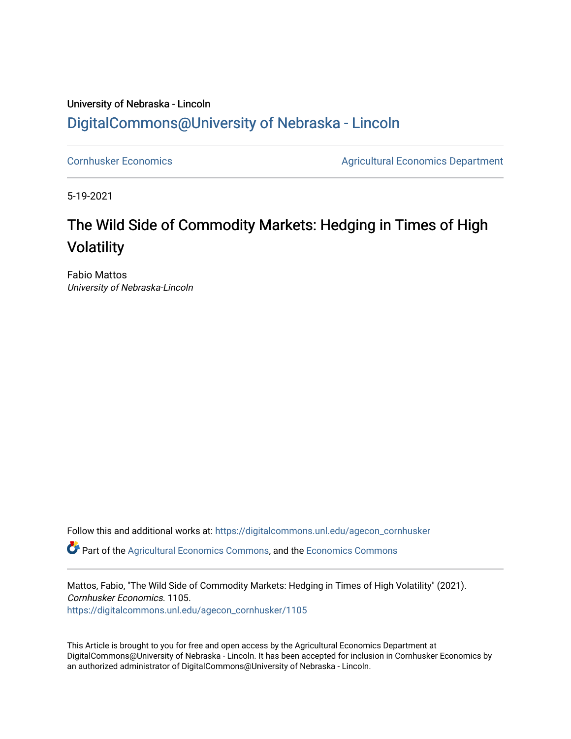University of Nebraska - Lincoln

[DigitalCommons@University of Nebraska - Lincoln](https://digitalcommons.unl.edu)

[Cornhusker Economics](https://digitalcommons.unl.edu/agecon_cornhusker) | [Agricultural Economics Department](https://digitalcommons.unl.edu/ag_econ)

5-19-2021

# The Wild Side of Commodity Markets: Hedging in Times of High Volatility

Fabio Mattos
*University of Nebraska-Lincoln*

Follow this and additional works at: https://digitalcommons.unl.edu/agecon_cornhusker

Part of the Agricultural Economics Commons, and the Economics Commons

Mattos, Fabio, "The Wild Side of Commodity Markets: Hedging in Times of High Volatility" (2021). *Cornhusker Economics*. 1105.
https://digitalcommons.unl.edu/agecon_cornhusker/1105

This Article is brought to you for free and open access by the Agricultural Economics Department at DigitalCommons@University of Nebraska - Lincoln. It has been accepted for inclusion in Cornhusker Economics by an authorized administrator of DigitalCommons@University of Nebraska - Lincoln.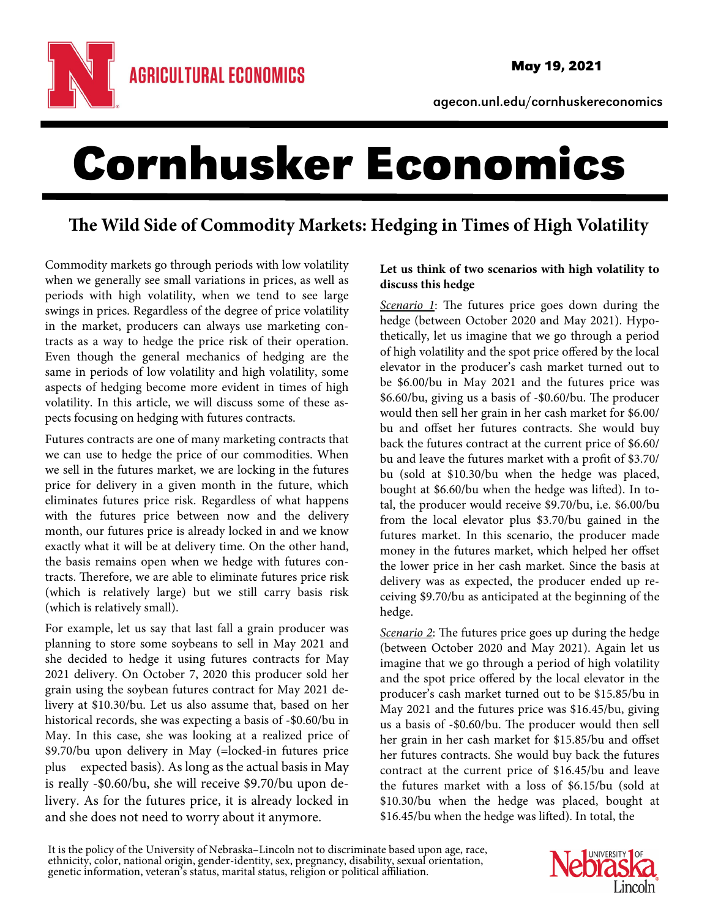# Cornhusker Economics

## The Wild Side of Commodity Markets: Hedging in Times of High Volatility

Commodity markets go through periods with low volatility when we generally see small variations in prices, as well as periods with high volatility, when we tend to see large swings in prices. Regardless of the degree of price volatility in the market, producers can always use marketing contracts as a way to hedge the price risk of their operation. Even though the general mechanics of hedging are the same in periods of low volatility and high volatility, some aspects of hedging become more evident in times of high volatility. In this article, we will discuss some of these aspects focusing on hedging with futures contracts.

Futures contracts are one of many marketing contracts that we can use to hedge the price of our commodities. When we sell in the futures market, we are locking in the futures price for delivery in a given month in the future, which eliminates futures price risk. Regardless of what happens with the futures price between now and the delivery month, our futures price is already locked in and we know exactly what it will be at delivery time. On the other hand, the basis remains open when we hedge with futures contracts. Therefore, we are able to eliminate futures price risk (which is relatively large) but we still carry basis risk (which is relatively small).

For example, let us say that last fall a grain producer was planning to store some soybeans to sell in May 2021 and she decided to hedge it using futures contracts for May 2021 delivery. On October 7, 2020 this producer sold her grain using the soybean futures contract for May 2021 delivery at $10.30/bu. Let us also assume that, based on her historical records, she was expecting a basis of -$0.60/bu in May. In this case, she was looking at a realized price of $9.70/bu upon delivery in May (=locked-in futures price plus expected basis). As long as the actual basis in May is really -$0.60/bu, she will receive $9.70/bu upon delivery. As for the futures price, it is already locked in and she does not need to worry about it anymore.

**Let us think of two scenarios with high volatility to discuss this hedge**

_Scenario 1_: The futures price goes down during the hedge (between October 2020 and May 2021). Hypothetically, let us imagine that we go through a period of high volatility and the spot price offered by the local elevator in the producer's cash market turned out to be $6.00/bu in May 2021 and the futures price was $6.60/bu, giving us a basis of -$0.60/bu. The producer would then sell her grain in her cash market for $6.00/bu and offset her futures contracts. She would buy back the futures contract at the current price of $6.60/bu and leave the futures market with a profit of $3.70/bu (sold at $10.30/bu when the hedge was placed, bought at $6.60/bu when the hedge was lifted). In total, the producer would receive $9.70/bu, i.e. $6.00/bu from the local elevator plus $3.70/bu gained in the futures market. In this scenario, the producer made money in the futures market, which helped her offset the lower price in her cash market. Since the basis at delivery was as expected, the producer ended up receiving $9.70/bu as anticipated at the beginning of the hedge.

_Scenario 2_: The futures price goes up during the hedge (between October 2020 and May 2021). Again let us imagine that we go through a period of high volatility and the spot price offered by the local elevator in the producer's cash market turned out to be $15.85/bu in May 2021 and the futures price was $16.45/bu, giving us a basis of -$0.60/bu. The producer would then sell her grain in her cash market for $15.85/bu and offset her futures contracts. She would buy back the futures contract at the current price of $16.45/bu and leave the futures market with a loss of $6.15/bu (sold at $10.30/bu when the hedge was placed, bought at $16.45/bu when the hedge was lifted). In total, the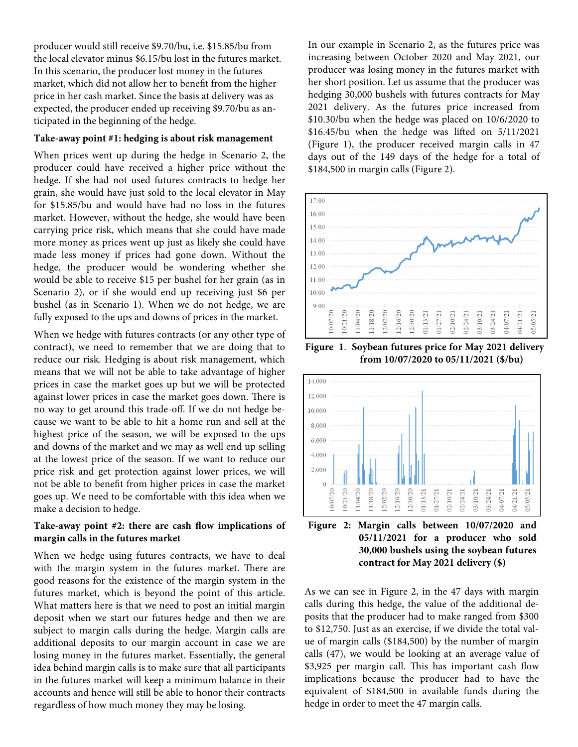producer would still receive $9.70/bu, i.e. $15.85/bu from the local elevator minus $6.15/bu lost in the futures market. In this scenario, the producer lost money in the futures market, which did not allow her to benefit from the higher price in her cash market. Since the basis at delivery was as expected, the producer ended up receiving $9.70/bu as anticipated in the beginning of the hedge.

**Take-away point #1: hedging is about risk management**

When prices went up during the hedge in Scenario 2, the producer could have received a higher price without the hedge. If she had not used futures contracts to hedge her grain, she would have just sold to the local elevator in May for $15.85/bu and would have had no loss in the futures market. However, without the hedge, she would have been carrying price risk, which means that she could have made more money as prices went up just as likely she could have made less money if prices had gone down. Without the hedge, the producer would be wondering whether she would be able to receive $15 per bushel for her grain (as in Scenario 2), or if she would end up receiving just $6 per bushel (as in Scenario 1). When we do not hedge, we are fully exposed to the ups and downs of prices in the market.

When we hedge with futures contracts (or any other type of contract), we need to remember that we are doing that to reduce our risk. Hedging is about risk management, which means that we will not be able to take advantage of higher prices in case the market goes up but we will be protected against lower prices in case the market goes down. There is no way to get around this trade-off. If we do not hedge because we want to be able to hit a home run and sell at the highest price of the season, we will be exposed to the ups and downs of the market and we may as well end up selling at the lowest price of the season. If we want to reduce our price risk and get protection against lower prices, we will not be able to benefit from higher prices in case the market goes up. We need to be comfortable with this idea when we make a decision to hedge.

**Take-away point #2: there are cash flow implications of margin calls in the futures market**

When we hedge using futures contracts, we have to deal with the margin system in the futures market. There are good reasons for the existence of the margin system in the futures market, which is beyond the point of this article. What matters here is that we need to post an initial margin deposit when we start our futures hedge and then we are subject to margin calls during the hedge. Margin calls are additional deposits to our margin account in case we are losing money in the futures market. Essentially, the general idea behind margin calls is to make sure that all participants in the futures market will keep a minimum balance in their accounts and hence will still be able to honor their contracts regardless of how much money they may be losing.

In our example in Scenario 2, as the futures price was increasing between October 2020 and May 2021, our producer was losing money in the futures market with her short position. Let us assume that the producer was hedging 30,000 bushels with futures contracts for May 2021 delivery. As the futures price increased from $10.30/bu when the hedge was placed on 10/6/2020 to $16.45/bu when the hedge was lifted on 5/11/2021 (Figure 1), the producer received margin calls in 47 days out of the 149 days of the hedge for a total of $184,500 in margin calls (Figure 2).

**Figure 1. Soybean futures price for May 2021 delivery from 10/07/2020 to 05/11/2021 ($/bu)**

**Figure 2: Margin calls between 10/07/2020 and 05/11/2021 for a producer who sold 30,000 bushels using the soybean futures contract for May 2021 delivery ($)**

As we can see in Figure 2, in the 47 days with margin calls during this hedge, the value of the additional deposits that the producer had to make ranged from $300 to $12,750. Just as an exercise, if we divide the total value of margin calls ($184,500) by the number of margin calls (47), we would be looking at an average value of $3,925 per margin call. This has important cash flow implications because the producer had to have the equivalent of $184,500 in available funds during the hedge in order to meet the 47 margin calls.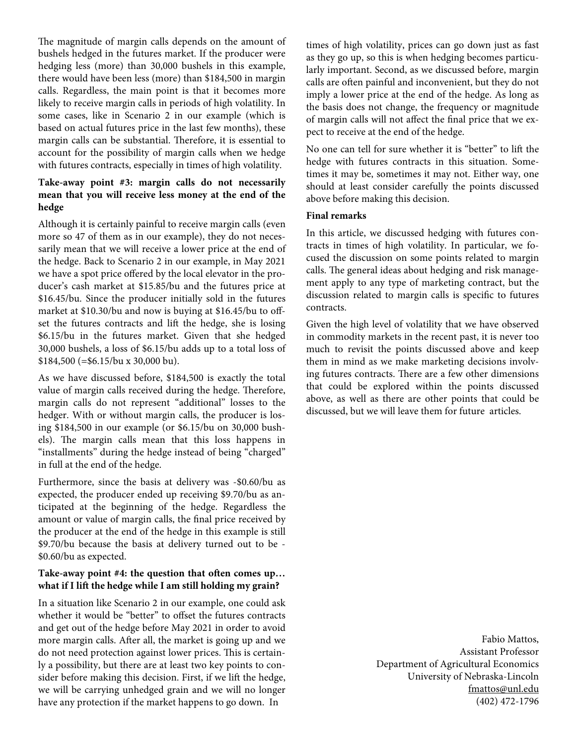The magnitude of margin calls depends on the amount of bushels hedged in the futures market. If the producer were hedging less (more) than 30,000 bushels in this example, there would have been less (more) than $184,500 in margin calls. Regardless, the main point is that it becomes more likely to receive margin calls in periods of high volatility. In some cases, like in Scenario 2 in our example (which is based on actual futures price in the last few months), these margin calls can be substantial. Therefore, it is essential to account for the possibility of margin calls when we hedge with futures contracts, especially in times of high volatility.

**Take-away point #3: margin calls do not necessarily mean that you will receive less money at the end of the hedge**

Although it is certainly painful to receive margin calls (even more so 47 of them as in our example), they do not necessarily mean that we will receive a lower price at the end of the hedge. Back to Scenario 2 in our example, in May 2021 we have a spot price offered by the local elevator in the producer's cash market at $15.85/bu and the futures price at $16.45/bu. Since the producer initially sold in the futures market at $10.30/bu and now is buying at $16.45/bu to offset the futures contracts and lift the hedge, she is losing $6.15/bu in the futures market. Given that she hedged 30,000 bushels, a loss of $6.15/bu adds up to a total loss of $184,500 (=$6.15/bu x 30,000 bu).

As we have discussed before, $184,500 is exactly the total value of margin calls received during the hedge. Therefore, margin calls do not represent "additional" losses to the hedger. With or without margin calls, the producer is losing $184,500 in our example (or $6.15/bu on 30,000 bushels). The margin calls mean that this loss happens in "installments" during the hedge instead of being "charged" in full at the end of the hedge.

Furthermore, since the basis at delivery was -$0.60/bu as expected, the producer ended up receiving $9.70/bu as anticipated at the beginning of the hedge. Regardless the amount or value of margin calls, the final price received by the producer at the end of the hedge in this example is still $9.70/bu because the basis at delivery turned out to be -$0.60/bu as expected.

**Take-away point #4: the question that often comes up… what if I lift the hedge while I am still holding my grain?**

In a situation like Scenario 2 in our example, one could ask whether it would be "better" to offset the futures contracts and get out of the hedge before May 2021 in order to avoid more margin calls. After all, the market is going up and we do not need protection against lower prices. This is certainly a possibility, but there are at least two key points to consider before making this decision. First, if we lift the hedge, we will be carrying unhedged grain and we will no longer have any protection if the market happens to go down. In times of high volatility, prices can go down just as fast as they go up, so this is when hedging becomes particularly important. Second, as we discussed before, margin calls are often painful and inconvenient, but they do not imply a lower price at the end of the hedge. As long as the basis does not change, the frequency or magnitude of margin calls will not affect the final price that we expect to receive at the end of the hedge.

No one can tell for sure whether it is "better" to lift the hedge with futures contracts in this situation. Sometimes it may be, sometimes it may not. Either way, one should at least consider carefully the points discussed above before making this decision.

**Final remarks**

In this article, we discussed hedging with futures contracts in times of high volatility. In particular, we focused the discussion on some points related to margin calls. The general ideas about hedging and risk management apply to any type of marketing contract, but the discussion related to margin calls is specific to futures contracts.

Given the high level of volatility that we have observed in commodity markets in the recent past, it is never too much to revisit the points discussed above and keep them in mind as we make marketing decisions involving futures contracts. There are a few other dimensions that could be explored within the points discussed above, as well as there are other points that could be discussed, but we will leave them for future articles.

Fabio Mattos,
Assistant Professor
Department of Agricultural Economics
University of Nebraska-Lincoln
fmattos@unl.edu
(402) 472-1796